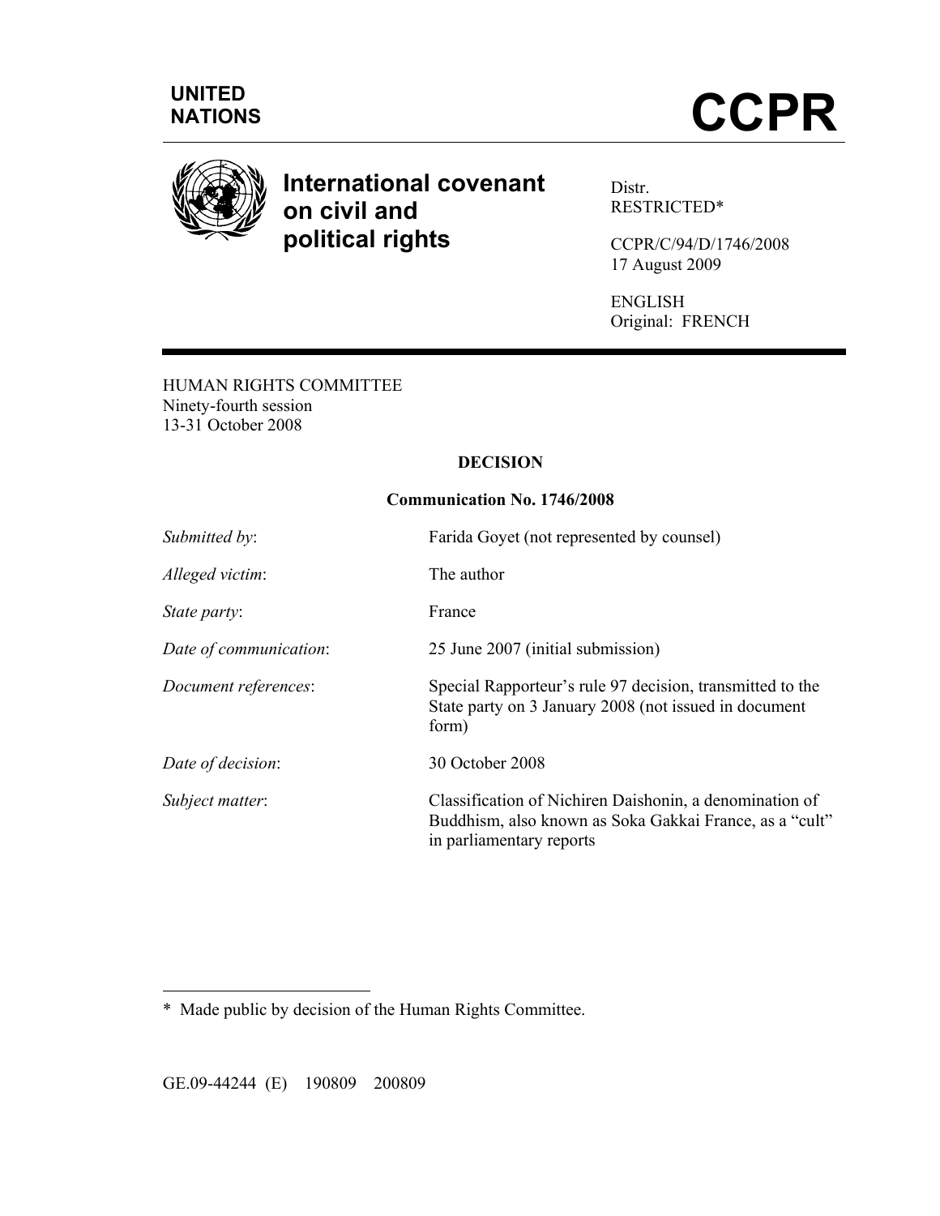UNITED NATIONS

# CCPR

## International covenant on civil and political rights

Distr.
RESTRICTED*

CCPR/C/94/D/1746/2008
17 August 2009

ENGLISH
Original: FRENCH

HUMAN RIGHTS COMMITTEE
Ninety-fourth session
13-31 October 2008

**DECISION**

**Communication No. 1746/2008**

| | |
|---|---|
| *Submitted by*: | Farida Goyet (not represented by counsel) |
| *Alleged victim*: | The author |
| *State party*: | France |
| *Date of communication*: | 25 June 2007 (initial submission) |
| *Document references*: | Special Rapporteur's rule 97 decision, transmitted to the State party on 3 January 2008 (not issued in document form) |
| *Date of decision*: | 30 October 2008 |
| *Subject matter*: | Classification of Nichiren Daishonin, a denomination of Buddhism, also known as Soka Gakkai France, as a "cult" in parliamentary reports |

\* Made public by decision of the Human Rights Committee.

GE.09-44244 (E) 190809 200809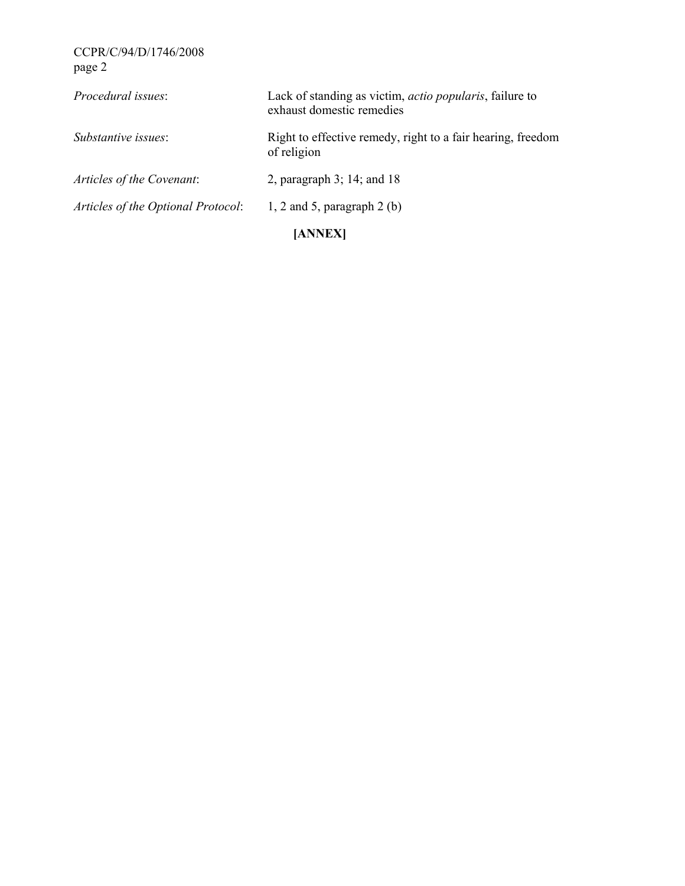| | |
|---|---|
| *Procedural issues*: | Lack of standing as victim, *actio popularis*, failure to exhaust domestic remedies |
| *Substantive issues*: | Right to effective remedy, right to a fair hearing, freedom of religion |
| *Articles of the Covenant*: | 2, paragraph 3; 14; and 18 |
| *Articles of the Optional Protocol*: | 1, 2 and 5, paragraph 2 (b) |

**[ANNEX]**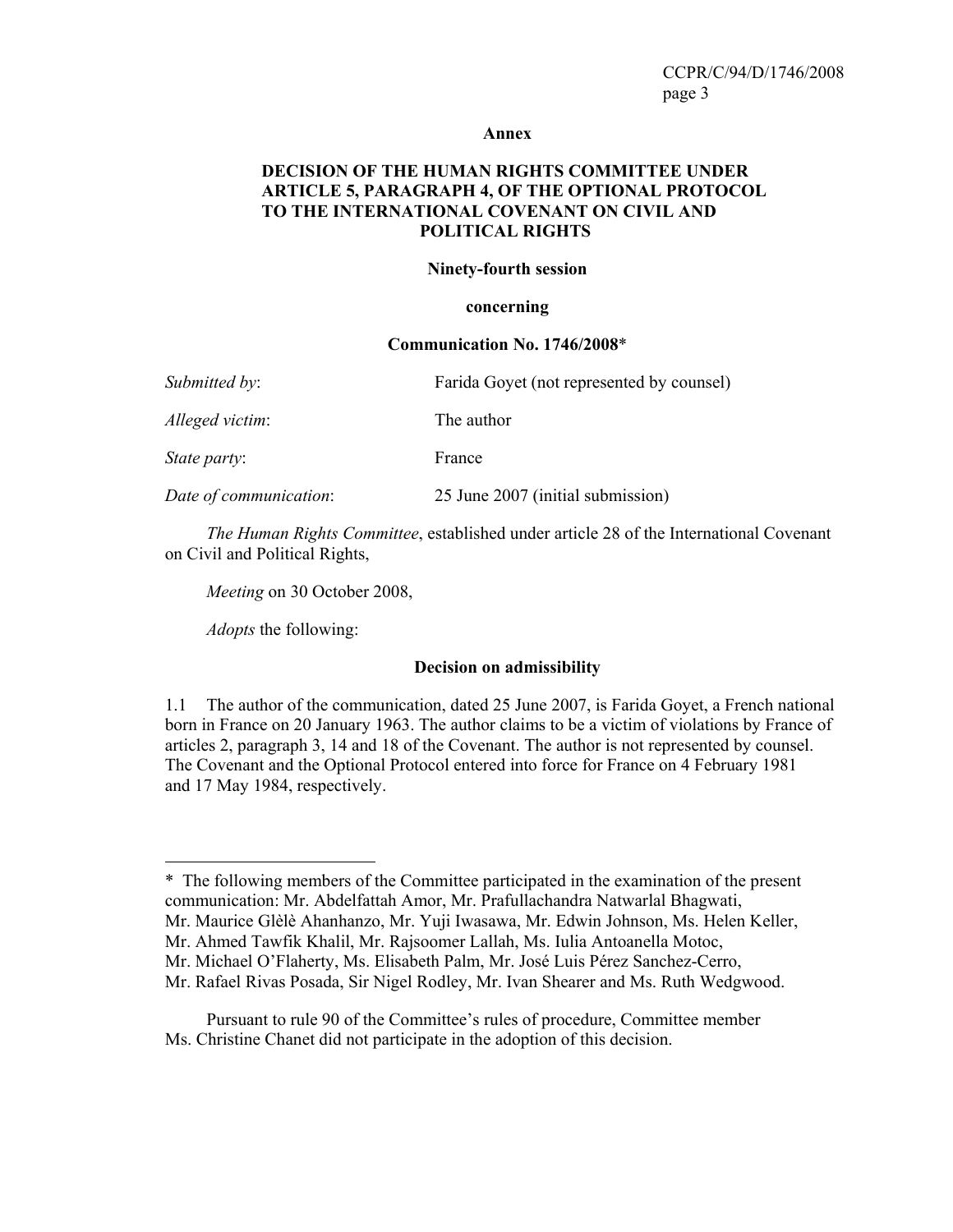**Annex**

**DECISION OF THE HUMAN RIGHTS COMMITTEE UNDER ARTICLE 5, PARAGRAPH 4, OF THE OPTIONAL PROTOCOL TO THE INTERNATIONAL COVENANT ON CIVIL AND POLITICAL RIGHTS**

**Ninety-fourth session**

**concerning**

**Communication No. 1746/2008***

| | |
|---|---|
| *Submitted by*: | Farida Goyet (not represented by counsel) |
| *Alleged victim*: | The author |
| *State party*: | France |
| *Date of communication*: | 25 June 2007 (initial submission) |

*The Human Rights Committee*, established under article 28 of the International Covenant on Civil and Political Rights,

*Meeting* on 30 October 2008,

*Adopts* the following:

**Decision on admissibility**

1.1 The author of the communication, dated 25 June 2007, is Farida Goyet, a French national born in France on 20 January 1963. The author claims to be a victim of violations by France of articles 2, paragraph 3, 14 and 18 of the Covenant. The author is not represented by counsel. The Covenant and the Optional Protocol entered into force for France on 4 February 1981 and 17 May 1984, respectively.

---

\* The following members of the Committee participated in the examination of the present communication: Mr. Abdelfattah Amor, Mr. Prafullachandra Natwarlal Bhagwati, Mr. Maurice Glèlè Ahanhanzo, Mr. Yuji Iwasawa, Mr. Edwin Johnson, Ms. Helen Keller, Mr. Ahmed Tawfik Khalil, Mr. Rajsoomer Lallah, Ms. Iulia Antoanella Motoc, Mr. Michael O'Flaherty, Ms. Elisabeth Palm, Mr. José Luis Pérez Sanchez-Cerro, Mr. Rafael Rivas Posada, Sir Nigel Rodley, Mr. Ivan Shearer and Ms. Ruth Wedgwood.

Pursuant to rule 90 of the Committee's rules of procedure, Committee member Ms. Christine Chanet did not participate in the adoption of this decision.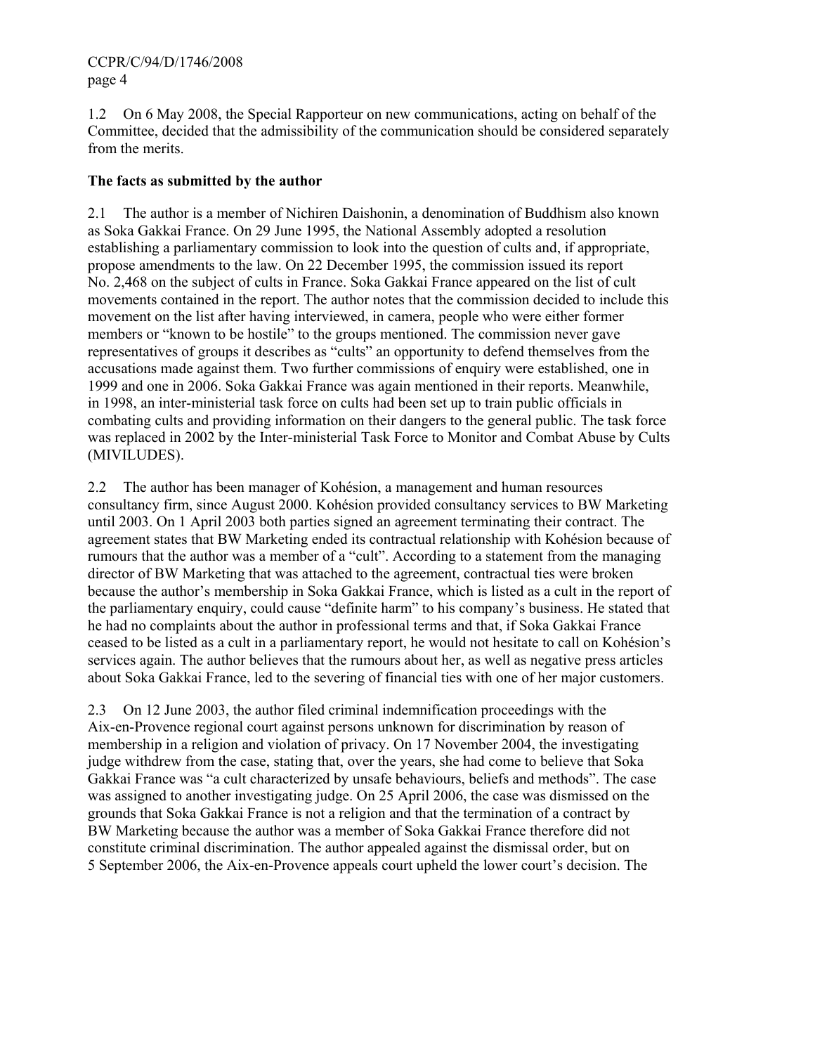1.2 On 6 May 2008, the Special Rapporteur on new communications, acting on behalf of the Committee, decided that the admissibility of the communication should be considered separately from the merits.

**The facts as submitted by the author**

2.1 The author is a member of Nichiren Daishonin, a denomination of Buddhism also known as Soka Gakkai France. On 29 June 1995, the National Assembly adopted a resolution establishing a parliamentary commission to look into the question of cults and, if appropriate, propose amendments to the law. On 22 December 1995, the commission issued its report No. 2,468 on the subject of cults in France. Soka Gakkai France appeared on the list of cult movements contained in the report. The author notes that the commission decided to include this movement on the list after having interviewed, in camera, people who were either former members or "known to be hostile" to the groups mentioned. The commission never gave representatives of groups it describes as "cults" an opportunity to defend themselves from the accusations made against them. Two further commissions of enquiry were established, one in 1999 and one in 2006. Soka Gakkai France was again mentioned in their reports. Meanwhile, in 1998, an inter-ministerial task force on cults had been set up to train public officials in combating cults and providing information on their dangers to the general public. The task force was replaced in 2002 by the Inter-ministerial Task Force to Monitor and Combat Abuse by Cults (MIVILUDES).

2.2 The author has been manager of Kohésion, a management and human resources consultancy firm, since August 2000. Kohésion provided consultancy services to BW Marketing until 2003. On 1 April 2003 both parties signed an agreement terminating their contract. The agreement states that BW Marketing ended its contractual relationship with Kohésion because of rumours that the author was a member of a "cult". According to a statement from the managing director of BW Marketing that was attached to the agreement, contractual ties were broken because the author's membership in Soka Gakkai France, which is listed as a cult in the report of the parliamentary enquiry, could cause "definite harm" to his company's business. He stated that he had no complaints about the author in professional terms and that, if Soka Gakkai France ceased to be listed as a cult in a parliamentary report, he would not hesitate to call on Kohésion's services again. The author believes that the rumours about her, as well as negative press articles about Soka Gakkai France, led to the severing of financial ties with one of her major customers.

2.3 On 12 June 2003, the author filed criminal indemnification proceedings with the Aix-en-Provence regional court against persons unknown for discrimination by reason of membership in a religion and violation of privacy. On 17 November 2004, the investigating judge withdrew from the case, stating that, over the years, she had come to believe that Soka Gakkai France was "a cult characterized by unsafe behaviours, beliefs and methods". The case was assigned to another investigating judge. On 25 April 2006, the case was dismissed on the grounds that Soka Gakkai France is not a religion and that the termination of a contract by BW Marketing because the author was a member of Soka Gakkai France therefore did not constitute criminal discrimination. The author appealed against the dismissal order, but on 5 September 2006, the Aix-en-Provence appeals court upheld the lower court's decision. The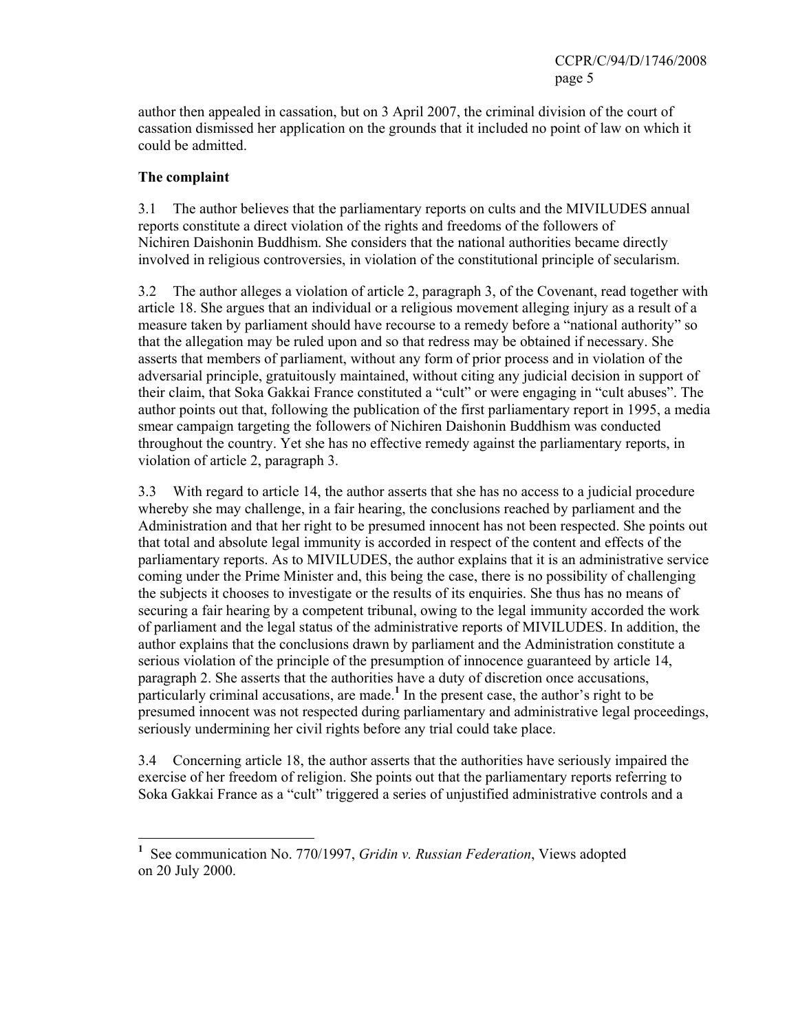author then appealed in cassation, but on 3 April 2007, the criminal division of the court of cassation dismissed her application on the grounds that it included no point of law on which it could be admitted.

**The complaint**

3.1 The author believes that the parliamentary reports on cults and the MIVILUDES annual reports constitute a direct violation of the rights and freedoms of the followers of Nichiren Daishonin Buddhism. She considers that the national authorities became directly involved in religious controversies, in violation of the constitutional principle of secularism.

3.2 The author alleges a violation of article 2, paragraph 3, of the Covenant, read together with article 18. She argues that an individual or a religious movement alleging injury as a result of a measure taken by parliament should have recourse to a remedy before a "national authority" so that the allegation may be ruled upon and so that redress may be obtained if necessary. She asserts that members of parliament, without any form of prior process and in violation of the adversarial principle, gratuitously maintained, without citing any judicial decision in support of their claim, that Soka Gakkai France constituted a "cult" or were engaging in "cult abuses". The author points out that, following the publication of the first parliamentary report in 1995, a media smear campaign targeting the followers of Nichiren Daishonin Buddhism was conducted throughout the country. Yet she has no effective remedy against the parliamentary reports, in violation of article 2, paragraph 3.

3.3 With regard to article 14, the author asserts that she has no access to a judicial procedure whereby she may challenge, in a fair hearing, the conclusions reached by parliament and the Administration and that her right to be presumed innocent has not been respected. She points out that total and absolute legal immunity is accorded in respect of the content and effects of the parliamentary reports. As to MIVILUDES, the author explains that it is an administrative service coming under the Prime Minister and, this being the case, there is no possibility of challenging the subjects it chooses to investigate or the results of its enquiries. She thus has no means of securing a fair hearing by a competent tribunal, owing to the legal immunity accorded the work of parliament and the legal status of the administrative reports of MIVILUDES. In addition, the author explains that the conclusions drawn by parliament and the Administration constitute a serious violation of the principle of the presumption of innocence guaranteed by article 14, paragraph 2. She asserts that the authorities have a duty of discretion once accusations, particularly criminal accusations, are made.[1] In the present case, the author's right to be presumed innocent was not respected during parliamentary and administrative legal proceedings, seriously undermining her civil rights before any trial could take place.

3.4 Concerning article 18, the author asserts that the authorities have seriously impaired the exercise of her freedom of religion. She points out that the parliamentary reports referring to Soka Gakkai France as a "cult" triggered a series of unjustified administrative controls and a

[1] See communication No. 770/1997, *Gridin v. Russian Federation*, Views adopted on 20 July 2000.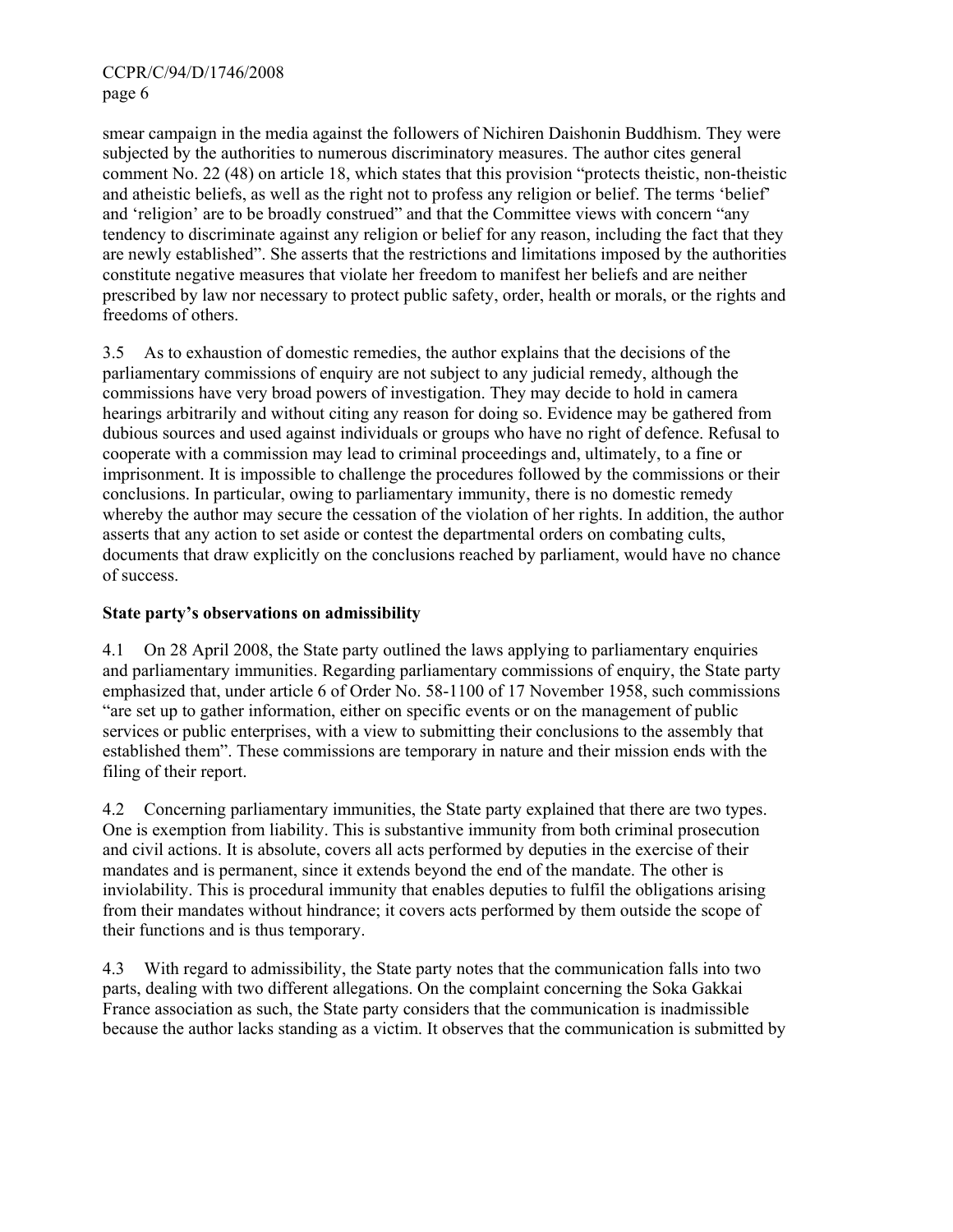smear campaign in the media against the followers of Nichiren Daishonin Buddhism. They were subjected by the authorities to numerous discriminatory measures. The author cites general comment No. 22 (48) on article 18, which states that this provision "protects theistic, non-theistic and atheistic beliefs, as well as the right not to profess any religion or belief. The terms 'belief' and 'religion' are to be broadly construed" and that the Committee views with concern "any tendency to discriminate against any religion or belief for any reason, including the fact that they are newly established". She asserts that the restrictions and limitations imposed by the authorities constitute negative measures that violate her freedom to manifest her beliefs and are neither prescribed by law nor necessary to protect public safety, order, health or morals, or the rights and freedoms of others.

3.5 As to exhaustion of domestic remedies, the author explains that the decisions of the parliamentary commissions of enquiry are not subject to any judicial remedy, although the commissions have very broad powers of investigation. They may decide to hold in camera hearings arbitrarily and without citing any reason for doing so. Evidence may be gathered from dubious sources and used against individuals or groups who have no right of defence. Refusal to cooperate with a commission may lead to criminal proceedings and, ultimately, to a fine or imprisonment. It is impossible to challenge the procedures followed by the commissions or their conclusions. In particular, owing to parliamentary immunity, there is no domestic remedy whereby the author may secure the cessation of the violation of her rights. In addition, the author asserts that any action to set aside or contest the departmental orders on combating cults, documents that draw explicitly on the conclusions reached by parliament, would have no chance of success.

**State party's observations on admissibility**

4.1 On 28 April 2008, the State party outlined the laws applying to parliamentary enquiries and parliamentary immunities. Regarding parliamentary commissions of enquiry, the State party emphasized that, under article 6 of Order No. 58-1100 of 17 November 1958, such commissions "are set up to gather information, either on specific events or on the management of public services or public enterprises, with a view to submitting their conclusions to the assembly that established them". These commissions are temporary in nature and their mission ends with the filing of their report.

4.2 Concerning parliamentary immunities, the State party explained that there are two types. One is exemption from liability. This is substantive immunity from both criminal prosecution and civil actions. It is absolute, covers all acts performed by deputies in the exercise of their mandates and is permanent, since it extends beyond the end of the mandate. The other is inviolability. This is procedural immunity that enables deputies to fulfil the obligations arising from their mandates without hindrance; it covers acts performed by them outside the scope of their functions and is thus temporary.

4.3 With regard to admissibility, the State party notes that the communication falls into two parts, dealing with two different allegations. On the complaint concerning the Soka Gakkai France association as such, the State party considers that the communication is inadmissible because the author lacks standing as a victim. It observes that the communication is submitted by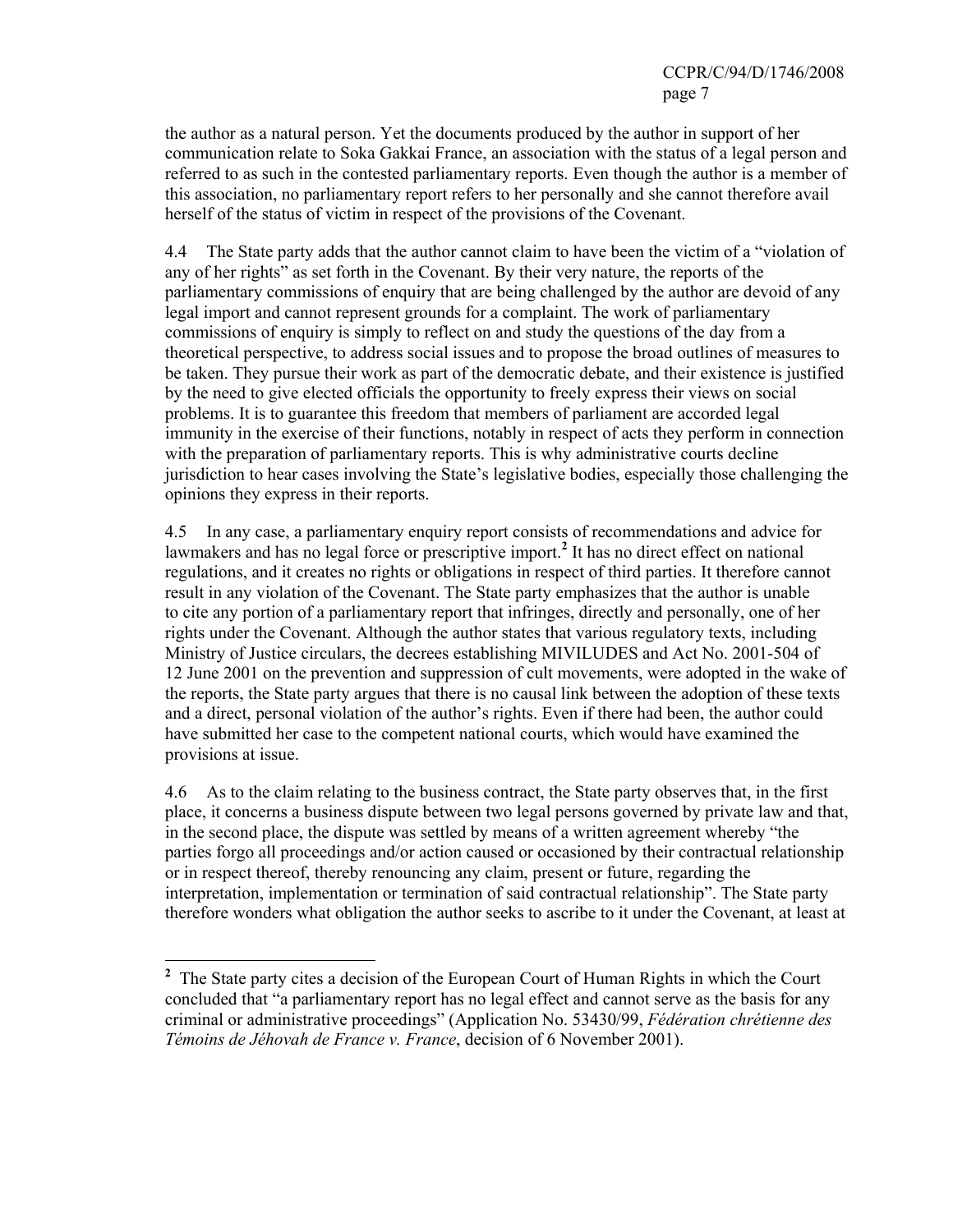the author as a natural person. Yet the documents produced by the author in support of her communication relate to Soka Gakkai France, an association with the status of a legal person and referred to as such in the contested parliamentary reports. Even though the author is a member of this association, no parliamentary report refers to her personally and she cannot therefore avail herself of the status of victim in respect of the provisions of the Covenant.

4.4 The State party adds that the author cannot claim to have been the victim of a "violation of any of her rights" as set forth in the Covenant. By their very nature, the reports of the parliamentary commissions of enquiry that are being challenged by the author are devoid of any legal import and cannot represent grounds for a complaint. The work of parliamentary commissions of enquiry is simply to reflect on and study the questions of the day from a theoretical perspective, to address social issues and to propose the broad outlines of measures to be taken. They pursue their work as part of the democratic debate, and their existence is justified by the need to give elected officials the opportunity to freely express their views on social problems. It is to guarantee this freedom that members of parliament are accorded legal immunity in the exercise of their functions, notably in respect of acts they perform in connection with the preparation of parliamentary reports. This is why administrative courts decline jurisdiction to hear cases involving the State's legislative bodies, especially those challenging the opinions they express in their reports.

4.5 In any case, a parliamentary enquiry report consists of recommendations and advice for lawmakers and has no legal force or prescriptive import.[2] It has no direct effect on national regulations, and it creates no rights or obligations in respect of third parties. It therefore cannot result in any violation of the Covenant. The State party emphasizes that the author is unable to cite any portion of a parliamentary report that infringes, directly and personally, one of her rights under the Covenant. Although the author states that various regulatory texts, including Ministry of Justice circulars, the decrees establishing MIVILUDES and Act No. 2001-504 of 12 June 2001 on the prevention and suppression of cult movements, were adopted in the wake of the reports, the State party argues that there is no causal link between the adoption of these texts and a direct, personal violation of the author's rights. Even if there had been, the author could have submitted her case to the competent national courts, which would have examined the provisions at issue.

4.6 As to the claim relating to the business contract, the State party observes that, in the first place, it concerns a business dispute between two legal persons governed by private law and that, in the second place, the dispute was settled by means of a written agreement whereby "the parties forgo all proceedings and/or action caused or occasioned by their contractual relationship or in respect thereof, thereby renouncing any claim, present or future, regarding the interpretation, implementation or termination of said contractual relationship". The State party therefore wonders what obligation the author seeks to ascribe to it under the Covenant, at least at

---

[2] The State party cites a decision of the European Court of Human Rights in which the Court concluded that "a parliamentary report has no legal effect and cannot serve as the basis for any criminal or administrative proceedings" (Application No. 53430/99, *Fédération chrétienne des Témoins de Jéhovah de France v. France*, decision of 6 November 2001).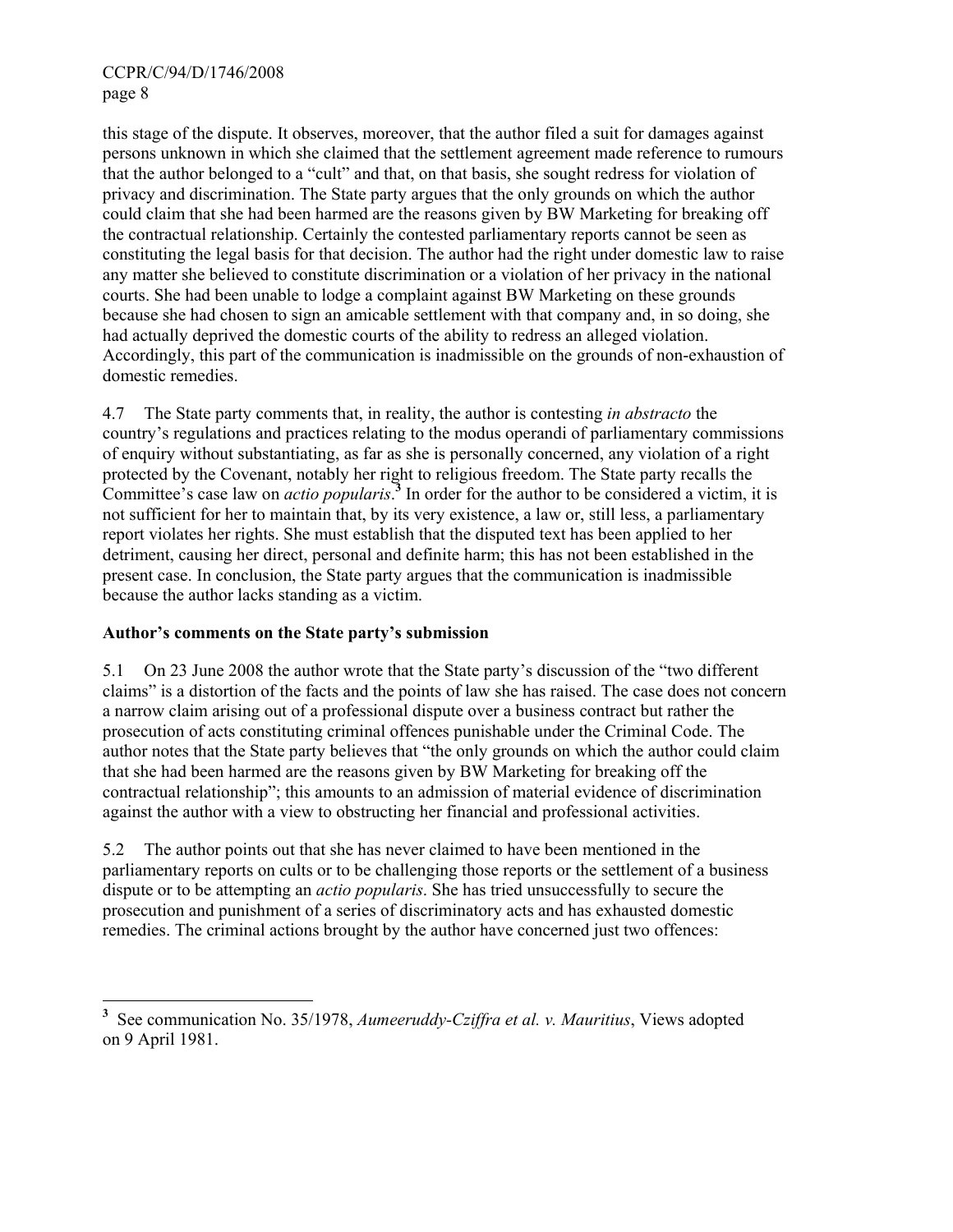this stage of the dispute. It observes, moreover, that the author filed a suit for damages against persons unknown in which she claimed that the settlement agreement made reference to rumours that the author belonged to a "cult" and that, on that basis, she sought redress for violation of privacy and discrimination. The State party argues that the only grounds on which the author could claim that she had been harmed are the reasons given by BW Marketing for breaking off the contractual relationship. Certainly the contested parliamentary reports cannot be seen as constituting the legal basis for that decision. The author had the right under domestic law to raise any matter she believed to constitute discrimination or a violation of her privacy in the national courts. She had been unable to lodge a complaint against BW Marketing on these grounds because she had chosen to sign an amicable settlement with that company and, in so doing, she had actually deprived the domestic courts of the ability to redress an alleged violation. Accordingly, this part of the communication is inadmissible on the grounds of non-exhaustion of domestic remedies.

4.7 The State party comments that, in reality, the author is contesting *in abstracto* the country's regulations and practices relating to the modus operandi of parliamentary commissions of enquiry without substantiating, as far as she is personally concerned, any violation of a right protected by the Covenant, notably her right to religious freedom. The State party recalls the Committee's case law on *actio popularis*.[3] In order for the author to be considered a victim, it is not sufficient for her to maintain that, by its very existence, a law or, still less, a parliamentary report violates her rights. She must establish that the disputed text has been applied to her detriment, causing her direct, personal and definite harm; this has not been established in the present case. In conclusion, the State party argues that the communication is inadmissible because the author lacks standing as a victim.

### Author's comments on the State party's submission

5.1 On 23 June 2008 the author wrote that the State party's discussion of the "two different claims" is a distortion of the facts and the points of law she has raised. The case does not concern a narrow claim arising out of a professional dispute over a business contract but rather the prosecution of acts constituting criminal offences punishable under the Criminal Code. The author notes that the State party believes that "the only grounds on which the author could claim that she had been harmed are the reasons given by BW Marketing for breaking off the contractual relationship"; this amounts to an admission of material evidence of discrimination against the author with a view to obstructing her financial and professional activities.

5.2 The author points out that she has never claimed to have been mentioned in the parliamentary reports on cults or to be challenging those reports or the settlement of a business dispute or to be attempting an *actio popularis*. She has tried unsuccessfully to secure the prosecution and punishment of a series of discriminatory acts and has exhausted domestic remedies. The criminal actions brought by the author have concerned just two offences:

---

[3] See communication No. 35/1978, *Aumeeruddy-Cziffra et al. v. Mauritius*, Views adopted on 9 April 1981.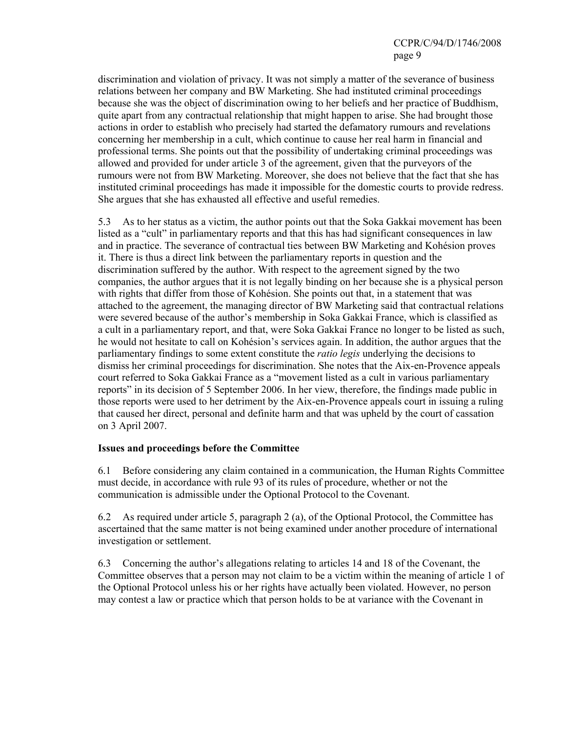discrimination and violation of privacy. It was not simply a matter of the severance of business relations between her company and BW Marketing. She had instituted criminal proceedings because she was the object of discrimination owing to her beliefs and her practice of Buddhism, quite apart from any contractual relationship that might happen to arise. She had brought those actions in order to establish who precisely had started the defamatory rumours and revelations concerning her membership in a cult, which continue to cause her real harm in financial and professional terms. She points out that the possibility of undertaking criminal proceedings was allowed and provided for under article 3 of the agreement, given that the purveyors of the rumours were not from BW Marketing. Moreover, she does not believe that the fact that she has instituted criminal proceedings has made it impossible for the domestic courts to provide redress. She argues that she has exhausted all effective and useful remedies.

5.3 As to her status as a victim, the author points out that the Soka Gakkai movement has been listed as a "cult" in parliamentary reports and that this has had significant consequences in law and in practice. The severance of contractual ties between BW Marketing and Kohésion proves it. There is thus a direct link between the parliamentary reports in question and the discrimination suffered by the author. With respect to the agreement signed by the two companies, the author argues that it is not legally binding on her because she is a physical person with rights that differ from those of Kohésion. She points out that, in a statement that was attached to the agreement, the managing director of BW Marketing said that contractual relations were severed because of the author's membership in Soka Gakkai France, which is classified as a cult in a parliamentary report, and that, were Soka Gakkai France no longer to be listed as such, he would not hesitate to call on Kohésion's services again. In addition, the author argues that the parliamentary findings to some extent constitute the *ratio legis* underlying the decisions to dismiss her criminal proceedings for discrimination. She notes that the Aix-en-Provence appeals court referred to Soka Gakkai France as a "movement listed as a cult in various parliamentary reports" in its decision of 5 September 2006. In her view, therefore, the findings made public in those reports were used to her detriment by the Aix-en-Provence appeals court in issuing a ruling that caused her direct, personal and definite harm and that was upheld by the court of cassation on 3 April 2007.

### Issues and proceedings before the Committee

6.1 Before considering any claim contained in a communication, the Human Rights Committee must decide, in accordance with rule 93 of its rules of procedure, whether or not the communication is admissible under the Optional Protocol to the Covenant.

6.2 As required under article 5, paragraph 2 (a), of the Optional Protocol, the Committee has ascertained that the same matter is not being examined under another procedure of international investigation or settlement.

6.3 Concerning the author's allegations relating to articles 14 and 18 of the Covenant, the Committee observes that a person may not claim to be a victim within the meaning of article 1 of the Optional Protocol unless his or her rights have actually been violated. However, no person may contest a law or practice which that person holds to be at variance with the Covenant in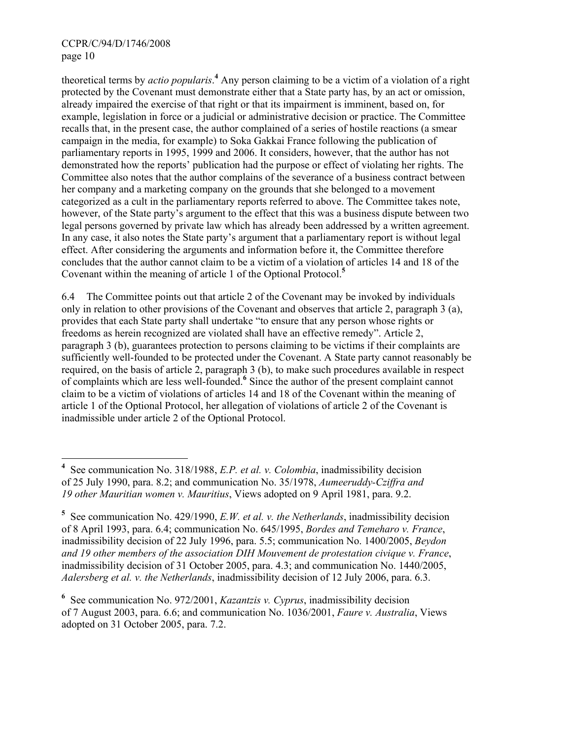theoretical terms by *actio popularis*.[4] Any person claiming to be a victim of a violation of a right protected by the Covenant must demonstrate either that a State party has, by an act or omission, already impaired the exercise of that right or that its impairment is imminent, based on, for example, legislation in force or a judicial or administrative decision or practice. The Committee recalls that, in the present case, the author complained of a series of hostile reactions (a smear campaign in the media, for example) to Soka Gakkai France following the publication of parliamentary reports in 1995, 1999 and 2006. It considers, however, that the author has not demonstrated how the reports' publication had the purpose or effect of violating her rights. The Committee also notes that the author complains of the severance of a business contract between her company and a marketing company on the grounds that she belonged to a movement categorized as a cult in the parliamentary reports referred to above. The Committee takes note, however, of the State party's argument to the effect that this was a business dispute between two legal persons governed by private law which has already been addressed by a written agreement. In any case, it also notes the State party's argument that a parliamentary report is without legal effect. After considering the arguments and information before it, the Committee therefore concludes that the author cannot claim to be a victim of a violation of articles 14 and 18 of the Covenant within the meaning of article 1 of the Optional Protocol.[5]

6.4 The Committee points out that article 2 of the Covenant may be invoked by individuals only in relation to other provisions of the Covenant and observes that article 2, paragraph 3 (a), provides that each State party shall undertake "to ensure that any person whose rights or freedoms as herein recognized are violated shall have an effective remedy". Article 2, paragraph 3 (b), guarantees protection to persons claiming to be victims if their complaints are sufficiently well-founded to be protected under the Covenant. A State party cannot reasonably be required, on the basis of article 2, paragraph 3 (b), to make such procedures available in respect of complaints which are less well-founded.[6] Since the author of the present complaint cannot claim to be a victim of violations of articles 14 and 18 of the Covenant within the meaning of article 1 of the Optional Protocol, her allegation of violations of article 2 of the Covenant is inadmissible under article 2 of the Optional Protocol.

---

[4] See communication No. 318/1988, *E.P. et al. v. Colombia*, inadmissibility decision of 25 July 1990, para. 8.2; and communication No. 35/1978, *Aumeeruddy-Cziffra and 19 other Mauritian women v. Mauritius*, Views adopted on 9 April 1981, para. 9.2.

[5] See communication No. 429/1990, *E.W. et al. v. the Netherlands*, inadmissibility decision of 8 April 1993, para. 6.4; communication No. 645/1995, *Bordes and Temeharo v. France*, inadmissibility decision of 22 July 1996, para. 5.5; communication No. 1400/2005, *Beydon and 19 other members of the association DIH Mouvement de protestation civique v. France*, inadmissibility decision of 31 October 2005, para. 4.3; and communication No. 1440/2005, *Aalersberg et al. v. the Netherlands*, inadmissibility decision of 12 July 2006, para. 6.3.

[6] See communication No. 972/2001, *Kazantzis v. Cyprus*, inadmissibility decision of 7 August 2003, para. 6.6; and communication No. 1036/2001, *Faure v. Australia*, Views adopted on 31 October 2005, para. 7.2.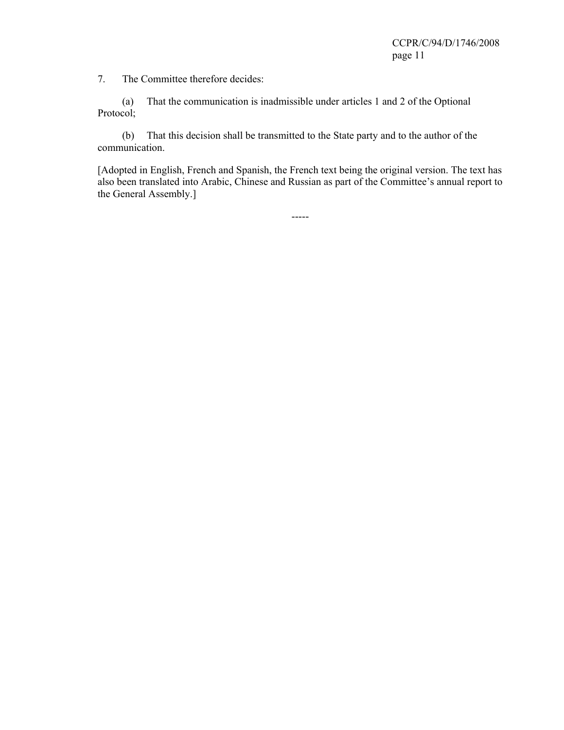7. The Committee therefore decides:

(a) That the communication is inadmissible under articles 1 and 2 of the Optional Protocol;

(b) That this decision shall be transmitted to the State party and to the author of the communication.

[Adopted in English, French and Spanish, the French text being the original version. The text has also been translated into Arabic, Chinese and Russian as part of the Committee's annual report to the General Assembly.]

-----